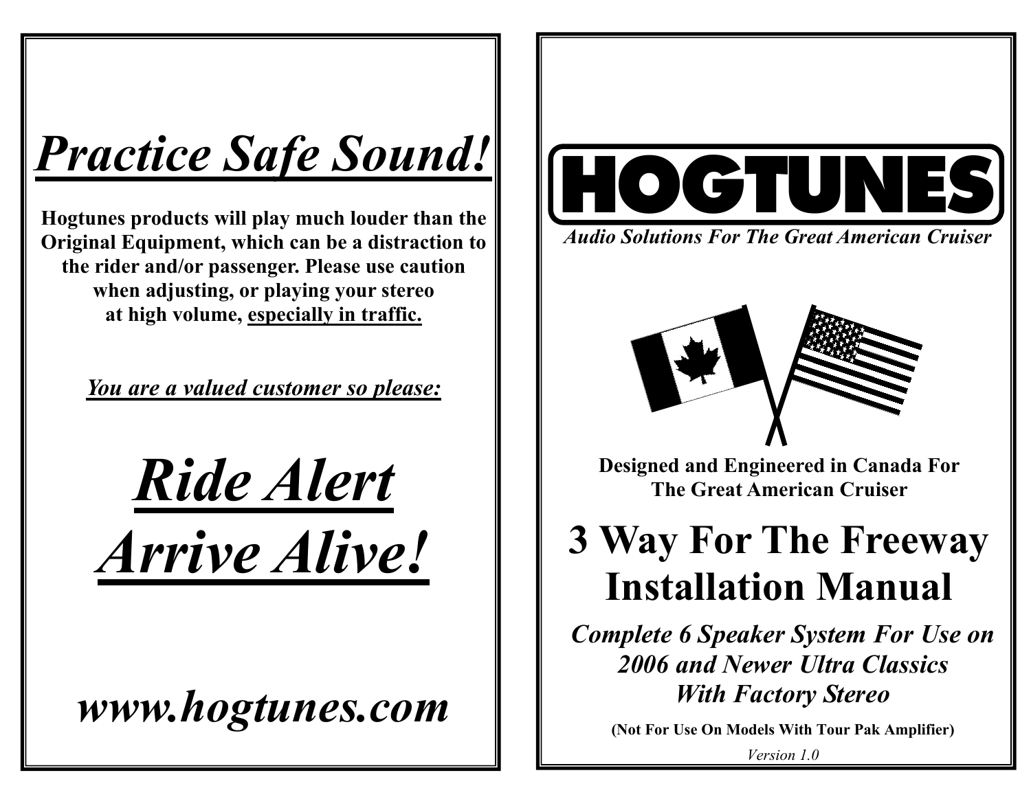# *Practice Safe Sound!*

**Hogtunes products will play much louder than the Original Equipment, which can be a distraction to the rider and/or passenger. Please use caution when adjusting, or playing your stereo at high volume, especially in traffic.**

***You are a valued customer so please:***

# *Ride Alert*
# *Arrive Alive!*

## *www.hogtunes.com*

# HOGTUNES

***Audio Solutions For The Great American Cruiser***

**Designed and Engineered in Canada For The Great American Cruiser**

# 3 Way For The Freeway Installation Manual

***Complete 6 Speaker System For Use on 2006 and Newer Ultra Classics With Factory Stereo***

**(Not For Use On Models With Tour Pak Amplifier)**

*Version 1.0*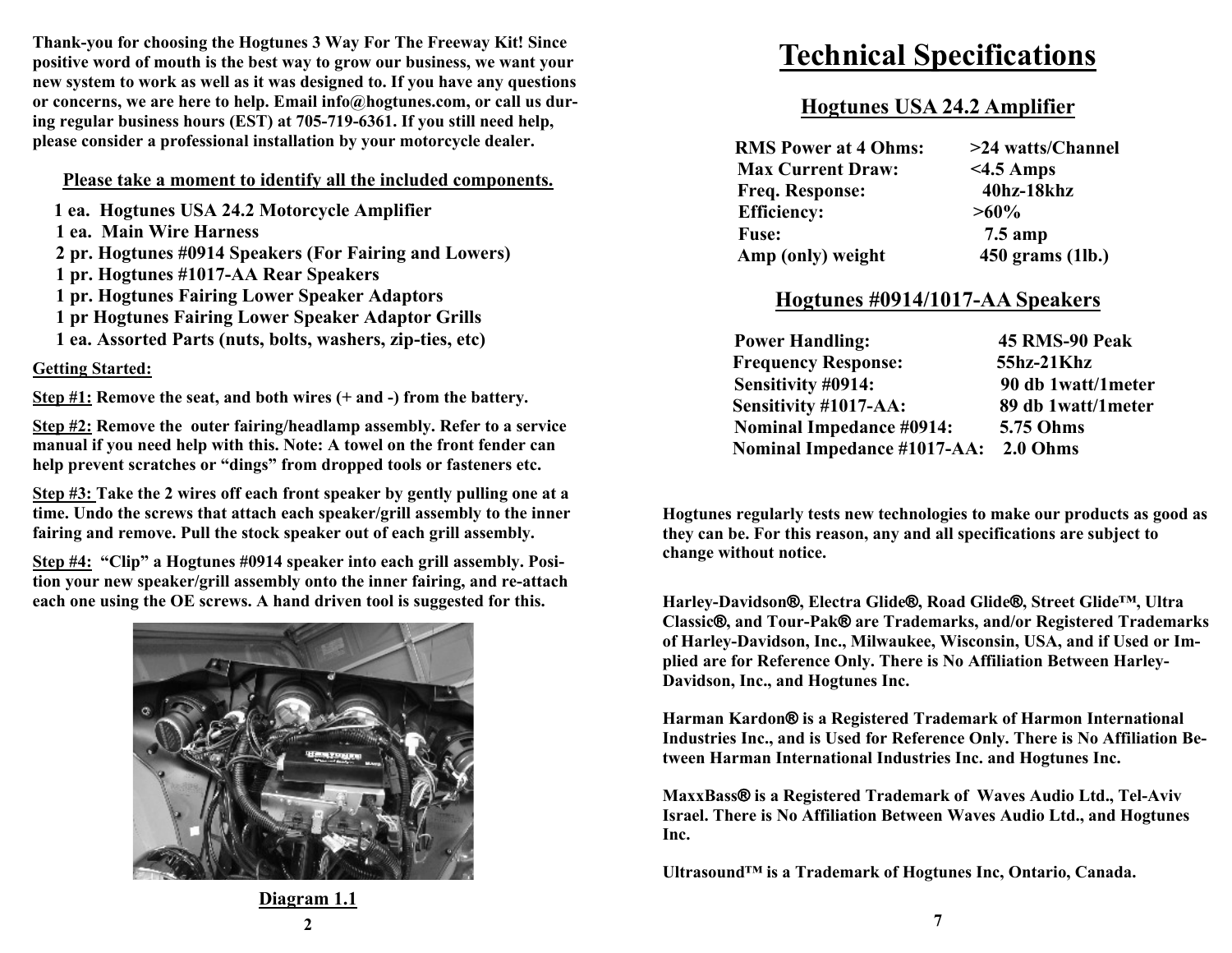Thank-you for choosing the Hogtunes 3 Way For The Freeway Kit! Since positive word of mouth is the best way to grow our business, we want your new system to work as well as it was designed to. If you have any questions or concerns, we are here to help. Email info@hogtunes.com, or call us during regular business hours (EST) at 705-719-6361. If you still need help, please consider a professional installation by your motorcycle dealer.

**Please take a moment to identify all the included components.**

- 1 ea. Hogtunes USA 24.2 Motorcycle Amplifier
- 1 ea. Main Wire Harness
- 2 pr. Hogtunes #0914 Speakers (For Fairing and Lowers)
- 1 pr. Hogtunes #1017-AA Rear Speakers
- 1 pr. Hogtunes Fairing Lower Speaker Adaptors
- 1 pr Hogtunes Fairing Lower Speaker Adaptor Grills
- 1 ea. Assorted Parts (nuts, bolts, washers, zip-ties, etc)

**Getting Started:**

**Step #1:** Remove the seat, and both wires (+ and -) from the battery.

**Step #2:** Remove the outer fairing/headlamp assembly. Refer to a service manual if you need help with this. Note: A towel on the front fender can help prevent scratches or "dings" from dropped tools or fasteners etc.

**Step #3:** Take the 2 wires off each front speaker by gently pulling one at a time. Undo the screws that attach each speaker/grill assembly to the inner fairing and remove. Pull the stock speaker out of each grill assembly.

**Step #4:** "Clip" a Hogtunes #0914 speaker into each grill assembly. Position your new speaker/grill assembly onto the inner fairing, and re-attach each one using the OE screws. A hand driven tool is suggested for this.

Diagram 1.1

# Technical Specifications

## Hogtunes USA 24.2 Amplifier

| | |
|---|---|
| RMS Power at 4 Ohms: | >24 watts/Channel |
| Max Current Draw: | <4.5 Amps |
| Freq. Response: | 40hz-18khz |
| Efficiency: | >60% |
| Fuse: | 7.5 amp |
| Amp (only) weight | 450 grams (1lb.) |

## Hogtunes #0914/1017-AA Speakers

| | |
|---|---|
| Power Handling: | 45 RMS-90 Peak |
| Frequency Response: | 55hz-21Khz |
| Sensitivity #0914: | 90 db 1watt/1meter |
| Sensitivity #1017-AA: | 89 db 1watt/1meter |
| Nominal Impedance #0914: | 5.75 Ohms |
| Nominal Impedance #1017-AA: | 2.0 Ohms |

Hogtunes regularly tests new technologies to make our products as good as they can be. For this reason, any and all specifications are subject to change without notice.

Harley-Davidson®, Electra Glide®, Road Glide®, Street Glide™, Ultra Classic®, and Tour-Pak® are Trademarks, and/or Registered Trademarks of Harley-Davidson, Inc., Milwaukee, Wisconsin, USA, and if Used or Implied are for Reference Only. There is No Affiliation Between Harley-Davidson, Inc., and Hogtunes Inc.

Harman Kardon® is a Registered Trademark of Harmon International Industries Inc., and is Used for Reference Only. There is No Affiliation Between Harman International Industries Inc. and Hogtunes Inc.

MaxxBass® is a Registered Trademark of Waves Audio Ltd., Tel-Aviv Israel. There is No Affiliation Between Waves Audio Ltd., and Hogtunes Inc.

Ultrasound™ is a Trademark of Hogtunes Inc, Ontario, Canada.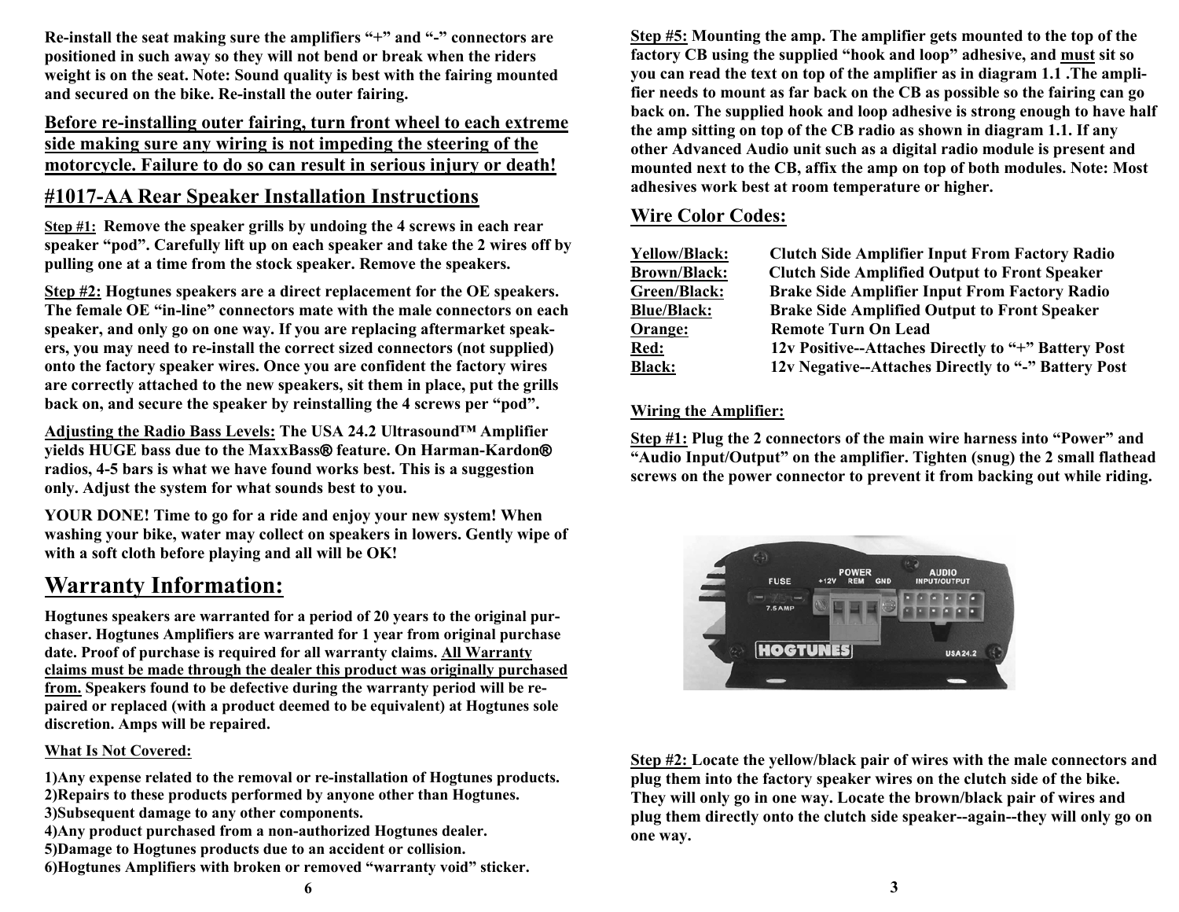Re-install the seat making sure the amplifiers "+" and "-" connectors are positioned in such away so they will not bend or break when the riders weight is on the seat. Note: Sound quality is best with the fairing mounted and secured on the bike. Re-install the outer fairing.

**Before re-installing outer fairing, turn front wheel to each extreme side making sure any wiring is not impeding the steering of the motorcycle. Failure to do so can result in serious injury or death!**

## #1017-AA Rear Speaker Installation Instructions

**Step #1:** Remove the speaker grills by undoing the 4 screws in each rear speaker "pod". Carefully lift up on each speaker and take the 2 wires off by pulling one at a time from the stock speaker. Remove the speakers.

**Step #2:** Hogtunes speakers are a direct replacement for the OE speakers. The female OE "in-line" connectors mate with the male connectors on each speaker, and only go on one way. If you are replacing aftermarket speakers, you may need to re-install the correct sized connectors (not supplied) onto the factory speaker wires. Once you are confident the factory wires are correctly attached to the new speakers, sit them in place, put the grills back on, and secure the speaker by reinstalling the 4 screws per "pod".

**Adjusting the Radio Bass Levels:** The USA 24.2 Ultrasound™ Amplifier yields HUGE bass due to the MaxxBass® feature. On Harman-Kardon® radios, 4-5 bars is what we have found works best. This is a suggestion only. Adjust the system for what sounds best to you.

YOUR DONE! Time to go for a ride and enjoy your new system! When washing your bike, water may collect on speakers in lowers. Gently wipe of with a soft cloth before playing and all will be OK!

## Warranty Information:

Hogtunes speakers are warranted for a period of 20 years to the original purchaser. Hogtunes Amplifiers are warranted for 1 year from original purchase date. Proof of purchase is required for all warranty claims. **All Warranty claims must be made through the dealer this product was originally purchased from.** Speakers found to be defective during the warranty period will be repaired or replaced (with a product deemed to be equivalent) at Hogtunes sole discretion. Amps will be repaired.

**What Is Not Covered:**

1)Any expense related to the removal or re-installation of Hogtunes products.
2)Repairs to these products performed by anyone other than Hogtunes.
3)Subsequent damage to any other components.
4)Any product purchased from a non-authorized Hogtunes dealer.
5)Damage to Hogtunes products due to an accident or collision.
6)Hogtunes Amplifiers with broken or removed "warranty void" sticker.

**Step #5:** Mounting the amp. The amplifier gets mounted to the top of the factory CB using the supplied "hook and loop" adhesive, and must sit so you can read the text on top of the amplifier as in diagram 1.1 .The amplifier needs to mount as far back on the CB as possible so the fairing can go back on. The supplied hook and loop adhesive is strong enough to have half the amp sitting on top of the CB radio as shown in diagram 1.1. If any other Advanced Audio unit such as a digital radio module is present and mounted next to the CB, affix the amp on top of both modules. Note: Most adhesives work best at room temperature or higher.

## Wire Color Codes:

| Wire | Function |
|---|---|
| Yellow/Black: | Clutch Side Amplifier Input From Factory Radio |
| Brown/Black: | Clutch Side Amplified Output to Front Speaker |
| Green/Black: | Brake Side Amplifier Input From Factory Radio |
| Blue/Black: | Brake Side Amplified Output to Front Speaker |
| Orange: | Remote Turn On Lead |
| Red: | 12v Positive--Attaches Directly to "+" Battery Post |
| Black: | 12v Negative--Attaches Directly to "-" Battery Post |

**Wiring the Amplifier:**

**Step #1:** Plug the 2 connectors of the main wire harness into "Power" and "Audio Input/Output" on the amplifier. Tighten (snug) the 2 small flathead screws on the power connector to prevent it from backing out while riding.

**Step #2:** Locate the yellow/black pair of wires with the male connectors and plug them into the factory speaker wires on the clutch side of the bike. They will only go in one way. Locate the brown/black pair of wires and plug them directly onto the clutch side speaker--again--they will only go on one way.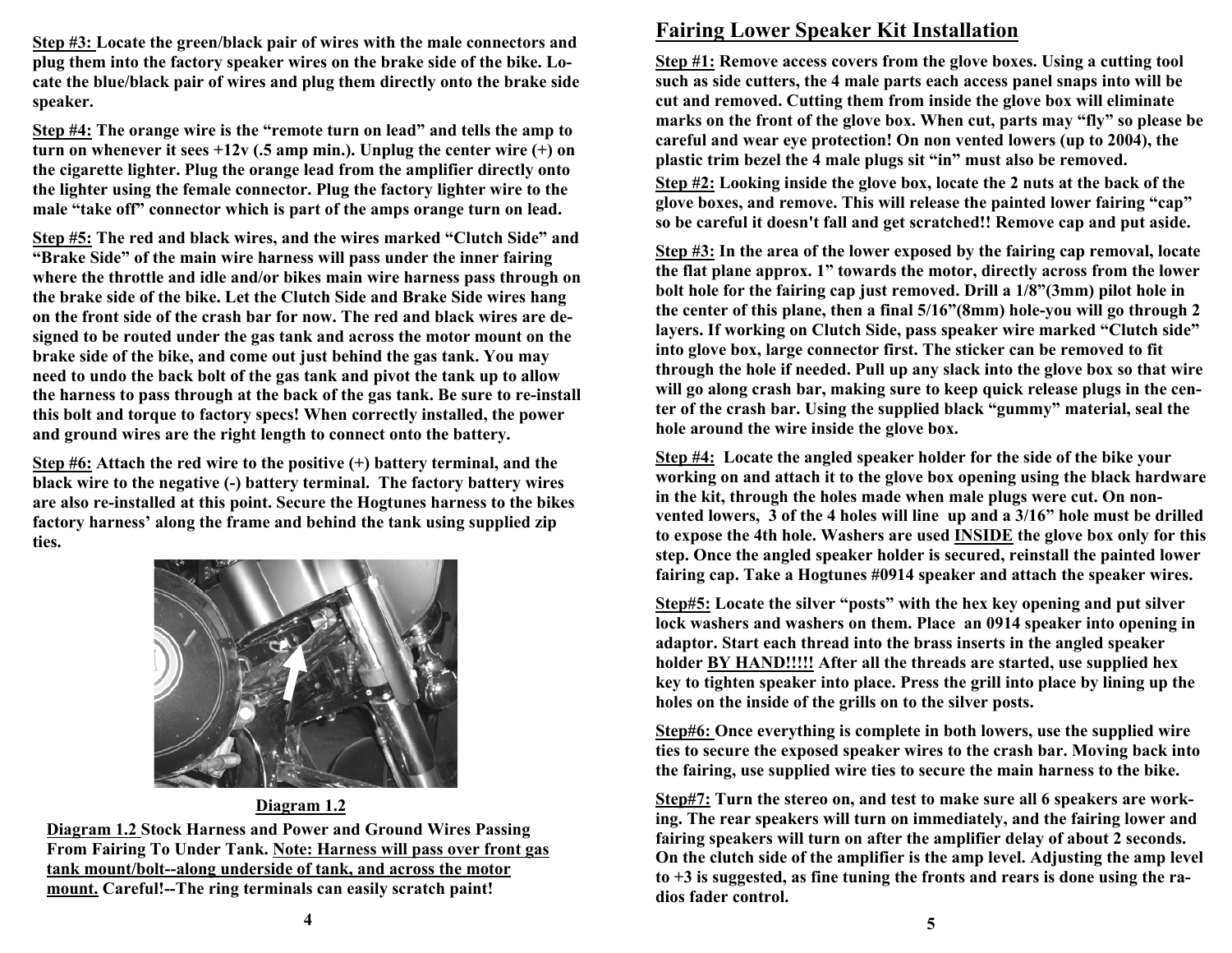**Step #3:** **Locate the green/black pair of wires with the male connectors and plug them into the factory speaker wires on the brake side of the bike. Locate the blue/black pair of wires and plug them directly onto the brake side speaker.**

**Step #4:** **The orange wire is the "remote turn on lead" and tells the amp to turn on whenever it sees +12v (.5 amp min.). Unplug the center wire (+) on the cigarette lighter. Plug the orange lead from the amplifier directly onto the lighter using the female connector. Plug the factory lighter wire to the male "take off" connector which is part of the amps orange turn on lead.**

**Step #5:** **The red and black wires, and the wires marked "Clutch Side" and "Brake Side" of the main wire harness will pass under the inner fairing where the throttle and idle and/or bikes main wire harness pass through on the brake side of the bike. Let the Clutch Side and Brake Side wires hang on the front side of the crash bar for now. The red and black wires are designed to be routed under the gas tank and across the motor mount on the brake side of the bike, and come out just behind the gas tank. You may need to undo the back bolt of the gas tank and pivot the tank up to allow the harness to pass through at the back of the gas tank. Be sure to re-install this bolt and torque to factory specs! When correctly installed, the power and ground wires are the right length to connect onto the battery.**

**Step #6:** **Attach the red wire to the positive (+) battery terminal, and the black wire to the negative (-) battery terminal. The factory battery wires are also re-installed at this point. Secure the Hogtunes harness to the bikes factory harness' along the frame and behind the tank using supplied zip ties.**

**Diagram 1.2**

**Diagram 1.2 Stock Harness and Power and Ground Wires Passing From Fairing To Under Tank. Note: Harness will pass over front gas tank mount/bolt--along underside of tank, and across the motor mount. Careful!--The ring terminals can easily scratch paint!**

## Fairing Lower Speaker Kit Installation

**Step #1:** **Remove access covers from the glove boxes. Using a cutting tool such as side cutters, the 4 male parts each access panel snaps into will be cut and removed. Cutting them from inside the glove box will eliminate marks on the front of the glove box. When cut, parts may "fly" so please be careful and wear eye protection! On non vented lowers (up to 2004), the plastic trim bezel the 4 male plugs sit "in" must also be removed.**

**Step #2:** **Looking inside the glove box, locate the 2 nuts at the back of the glove boxes, and remove. This will release the painted lower fairing "cap" so be careful it doesn't fall and get scratched!! Remove cap and put aside.**

**Step #3:** **In the area of the lower exposed by the fairing cap removal, locate the flat plane approx. 1" towards the motor, directly across from the lower bolt hole for the fairing cap just removed. Drill a 1/8"(3mm) pilot hole in the center of this plane, then a final 5/16"(8mm) hole-you will go through 2 layers. If working on Clutch Side, pass speaker wire marked "Clutch side" into glove box, large connector first. The sticker can be removed to fit through the hole if needed. Pull up any slack into the glove box so that wire will go along crash bar, making sure to keep quick release plugs in the center of the crash bar. Using the supplied black "gummy" material, seal the hole around the wire inside the glove box.**

**Step #4:** **Locate the angled speaker holder for the side of the bike your working on and attach it to the glove box opening using the black hardware in the kit, through the holes made when male plugs were cut. On non-vented lowers, 3 of the 4 holes will line up and a 3/16" hole must be drilled to expose the 4th hole. Washers are used INSIDE the glove box only for this step. Once the angled speaker holder is secured, reinstall the painted lower fairing cap. Take a Hogtunes #0914 speaker and attach the speaker wires.**

**Step#5:** **Locate the silver "posts" with the hex key opening and put silver lock washers and washers on them. Place an 0914 speaker into opening in adaptor. Start each thread into the brass inserts in the angled speaker holder BY HAND!!!!! After all the threads are started, use supplied hex key to tighten speaker into place. Press the grill into place by lining up the holes on the inside of the grills on to the silver posts.**

**Step#6:** **Once everything is complete in both lowers, use the supplied wire ties to secure the exposed speaker wires to the crash bar. Moving back into the fairing, use supplied wire ties to secure the main harness to the bike.**

**Step#7:** **Turn the stereo on, and test to make sure all 6 speakers are working. The rear speakers will turn on immediately, and the fairing lower and fairing speakers will turn on after the amplifier delay of about 2 seconds. On the clutch side of the amplifier is the amp level. Adjusting the amp level to +3 is suggested, as fine tuning the fronts and rears is done using the radios fader control.**